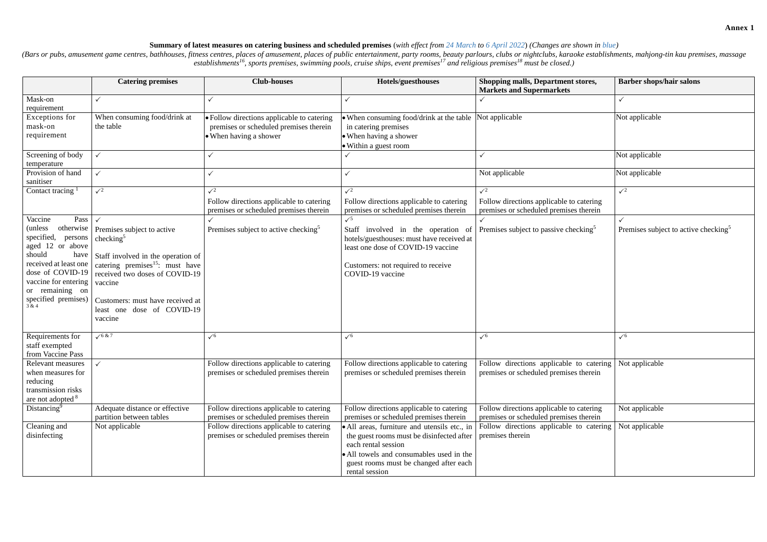**Annex 1**

**Summary of latest measures on catering business and scheduled premises** (*with effect from 24 March to 6 April 2022*) *(Changes are shown in blue)*

*(Bars or pubs, amusement game centres, bathhouses, fitness centres, places of amusement, places of public entertainment, party rooms, beauty parlours, clubs or nightclubs, karaoke establishments, mahjong-tin kau premises, massage establishments[16], sports premises, swimming pools, cruise ships, event premises[17] and religious premises[18] must be closed.)*

| | **Catering premises** | **Club-houses** | **Hotels/guesthouses** | **Shopping malls, Department stores, Markets and Supermarkets** | **Barber shops/hair salons** |
|---|---|---|---|---|---|
| Mask-on requirement | ✓ | ✓ | ✓ | ✓ | ✓ |
| Exceptions for mask-on requirement | When consuming food/drink at the table | • Follow directions applicable to catering premises or scheduled premises therein<br>• When having a shower | • When consuming food/drink at the table in catering premises<br>• When having a shower<br>• Within a guest room | Not applicable | Not applicable |
| Screening of body temperature | ✓ | ✓ | ✓ | ✓ | Not applicable |
| Provision of hand sanitiser | ✓ | ✓ | ✓ | Not applicable | Not applicable |
| Contact tracing [1] | ✓[2] | ✓[2]<br>Follow directions applicable to catering premises or scheduled premises therein | ✓[2]<br>Follow directions applicable to catering premises or scheduled premises therein | ✓[2]<br>Follow directions applicable to catering premises or scheduled premises therein | ✓[2] |
| Vaccine Pass (unless otherwise specified, persons aged 12 or above should have received at least one dose of COVID-19 vaccine for entering or remaining on specified premises) [3 & 4] | ✓<br>Premises subject to active checking[5]<br><br>Staff involved in the operation of catering premises[15]: must have received two doses of COVID-19 vaccine<br><br>Customers: must have received at least one dose of COVID-19 vaccine | ✓<br>Premises subject to active checking[5] | ✓[5]<br>Staff involved in the operation of hotels/guesthouses: must have received at least one dose of COVID-19 vaccine<br><br>Customers: not required to receive COVID-19 vaccine | ✓<br>Premises subject to passive checking[5] | ✓<br>Premises subject to active checking[5] |
| Requirements for staff exempted from Vaccine Pass | ✓[6 & 7] | ✓[6] | ✓[6] | ✓[6] | ✓[6] |
| Relevant measures when measures for reducing transmission risks are not adopted [8] | ✓ | Follow directions applicable to catering premises or scheduled premises therein | Follow directions applicable to catering premises or scheduled premises therein | Follow directions applicable to catering premises or scheduled premises therein | Not applicable |
| Distancing[9] | Adequate distance or effective partition between tables | Follow directions applicable to catering premises or scheduled premises therein | Follow directions applicable to catering premises or scheduled premises therein | Follow directions applicable to catering premises or scheduled premises therein | Not applicable |
| Cleaning and disinfecting | Not applicable | Follow directions applicable to catering premises or scheduled premises therein | • All areas, furniture and utensils etc., in the guest rooms must be disinfected after each rental session<br>• All towels and consumables used in the guest rooms must be changed after each rental session | Follow directions applicable to catering premises therein | Not applicable |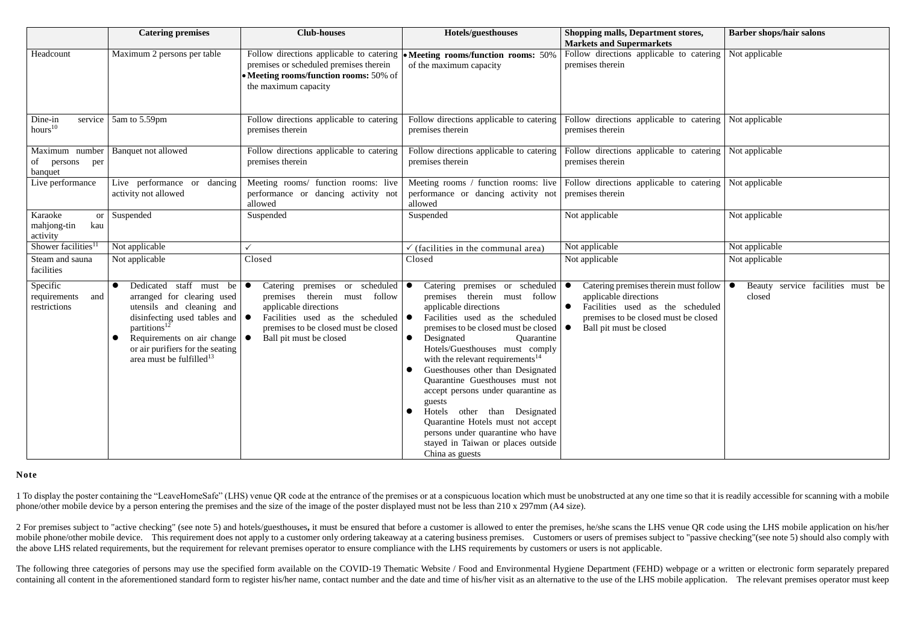| | Catering premises | Club-houses | Hotels/guesthouses | Shopping malls, Department stores, Markets and Supermarkets | Barber shops/hair salons |
|---|---|---|---|---|---|
| Headcount | Maximum 2 persons per table | Follow directions applicable to catering premises or scheduled premises therein<br>• **Meeting rooms/function rooms:** 50% of the maximum capacity | • **Meeting rooms/function rooms:** 50% of the maximum capacity | Follow directions applicable to catering premises therein | Not applicable |
| Dine-in service hours[10] | 5am to 5.59pm | Follow directions applicable to catering premises therein | Follow directions applicable to catering premises therein | Follow directions applicable to catering premises therein | Not applicable |
| Maximum number of persons per banquet | Banquet not allowed | Follow directions applicable to catering premises therein | Follow directions applicable to catering premises therein | Follow directions applicable to catering premises therein | Not applicable |
| Live performance | Live performance or dancing activity not allowed | Meeting rooms/ function rooms: live performance or dancing activity not allowed | Meeting rooms / function rooms: live performance or dancing activity not allowed | Follow directions applicable to catering premises therein | Not applicable |
| Karaoke or mahjong-tin kau activity | Suspended | Suspended | Suspended | Not applicable | Not applicable |
| Shower facilities[11] | Not applicable | ✓ | ✓ (facilities in the communal area) | Not applicable | Not applicable |
| Steam and sauna facilities | Not applicable | Closed | Closed | Not applicable | Not applicable |
| Specific requirements and restrictions | • Dedicated staff must be arranged for clearing used utensils and cleaning and disinfecting used tables and partitions[12]<br>• Requirements on air change or air purifiers for the seating area must be fulfilled[13] | • Catering premises or scheduled premises therein must follow applicable directions<br>• Facilities used as the scheduled premises to be closed must be closed<br>• Ball pit must be closed | • Catering premises or scheduled premises therein must follow applicable directions<br>• Facilities used as the scheduled premises to be closed must be closed<br>• Designated Quarantine Hotels/Guesthouses must comply with the relevant requirements[14]<br>• Guesthouses other than Designated Quarantine Guesthouses must not accept persons under quarantine as guests<br>• Hotels other than Designated Quarantine Hotels must not accept persons under quarantine who have stayed in Taiwan or places outside China as guests | • Catering premises therein must follow applicable directions<br>• Facilities used as the scheduled premises to be closed must be closed<br>• Ball pit must be closed | • Beauty service facilities must be closed |

**Note**

1 To display the poster containing the "LeaveHomeSafe" (LHS) venue QR code at the entrance of the premises or at a conspicuous location which must be unobstructed at any one time so that it is readily accessible for scanning with a mobile phone/other mobile device by a person entering the premises and the size of the image of the poster displayed must not be less than 210 x 297mm (A4 size).

2 For premises subject to "active checking" (see note 5) and hotels/guesthouses**,** it must be ensured that before a customer is allowed to enter the premises, he/she scans the LHS venue QR code using the LHS mobile application on his/her mobile phone/other mobile device. This requirement does not apply to a customer only ordering takeaway at a catering business premises. Customers or users of premises subject to "passive checking"(see note 5) should also comply with the above LHS related requirements, but the requirement for relevant premises operator to ensure compliance with the LHS requirements by customers or users is not applicable.

The following three categories of persons may use the specified form available on the COVID-19 Thematic Website / Food and Environmental Hygiene Department (FEHD) webpage or a written or electronic form separately prepared containing all content in the aforementioned standard form to register his/her name, contact number and the date and time of his/her visit as an alternative to the use of the LHS mobile application. The relevant premises operator must keep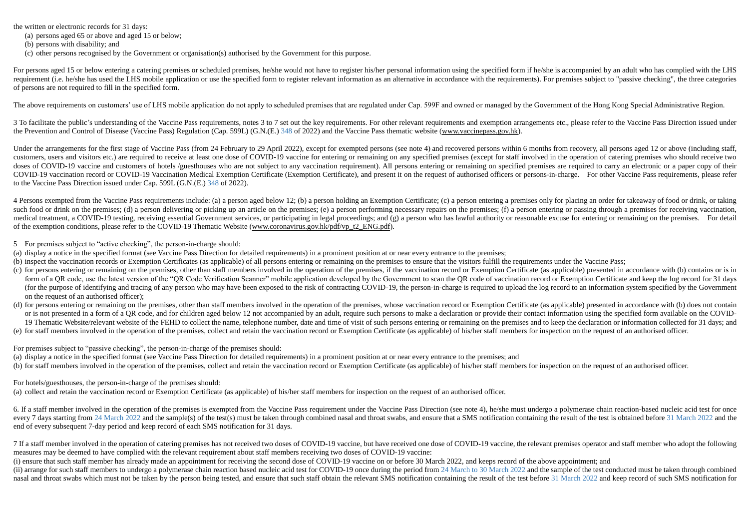the written or electronic records for 31 days:

(a) persons aged 65 or above and aged 15 or below;
(b) persons with disability; and
(c) other persons recognised by the Government or organisation(s) authorised by the Government for this purpose.

For persons aged 15 or below entering a catering premises or scheduled premises, he/she would not have to register his/her personal information using the specified form if he/she is accompanied by an adult who has complied with the LHS requirement (i.e. he/she has used the LHS mobile application or use the specified form to register relevant information as an alternative in accordance with the requirements). For premises subject to "passive checking", the three categories of persons are not required to fill in the specified form.

The above requirements on customers' use of LHS mobile application do not apply to scheduled premises that are regulated under Cap. 599F and owned or managed by the Government of the Hong Kong Special Administrative Region.

3 To facilitate the public's understanding of the Vaccine Pass requirements, notes 3 to 7 set out the key requirements. For other relevant requirements and exemption arrangements etc., please refer to the Vaccine Pass Direction issued under the Prevention and Control of Disease (Vaccine Pass) Regulation (Cap. 599L) (G.N.(E.) 348 of 2022) and the Vaccine Pass thematic website (www.vaccinepass.gov.hk).

Under the arrangements for the first stage of Vaccine Pass (from 24 February to 29 April 2022), except for exempted persons (see note 4) and recovered persons within 6 months from recovery, all persons aged 12 or above (including staff, customers, users and visitors etc.) are required to receive at least one dose of COVID-19 vaccine for entering or remaining on any specified premises (except for staff involved in the operation of catering premises who should receive two doses of COVID-19 vaccine and customers of hotels /guesthouses who are not subject to any vaccination requirement). All persons entering or remaining on specified premises are required to carry an electronic or a paper copy of their COVID-19 vaccination record or COVID-19 Vaccination Medical Exemption Certificate (Exemption Certificate), and present it on the request of authorised officers or persons-in-charge. For other Vaccine Pass requirements, please refer to the Vaccine Pass Direction issued under Cap. 599L (G.N.(E.) 348 of 2022).

4 Persons exempted from the Vaccine Pass requirements include: (a) a person aged below 12; (b) a person holding an Exemption Certificate; (c) a person entering a premises only for placing an order for takeaway of food or drink, or taking such food or drink on the premises; (d) a person delivering or picking up an article on the premises; (e) a person performing necessary repairs on the premises; (f) a person entering or passing through a premises for receiving vaccination, medical treatment, a COVID-19 testing, receiving essential Government services, or participating in legal proceedings; and (g) a person who has lawful authority or reasonable excuse for entering or remaining on the premises. For detail of the exemption conditions, please refer to the COVID-19 Thematic Website (www.coronavirus.gov.hk/pdf/vp_t2_ENG.pdf).

5 For premises subject to "active checking", the person-in-charge should:

(a) display a notice in the specified format (see Vaccine Pass Direction for detailed requirements) in a prominent position at or near every entrance to the premises;
(b) inspect the vaccination records or Exemption Certificates (as applicable) of all persons entering or remaining on the premises to ensure that the visitors fulfill the requirements under the Vaccine Pass;
(c) for persons entering or remaining on the premises, other than staff members involved in the operation of the premises, if the vaccination record or Exemption Certificate (as applicable) presented in accordance with (b) contains or is in form of a QR code, use the latest version of the "QR Code Verification Scanner" mobile application developed by the Government to scan the QR code of vaccination record or Exemption Certificate and keep the log record for 31 days (for the purpose of identifying and tracing of any person who may have been exposed to the risk of contracting COVID-19, the person-in-charge is required to upload the log record to an information system specified by the Government on the request of an authorised officer);
(d) for persons entering or remaining on the premises, other than staff members involved in the operation of the premises, whose vaccination record or Exemption Certificate (as applicable) presented in accordance with (b) does not contain or is not presented in a form of a QR code, and for children aged below 12 not accompanied by an adult, require such persons to make a declaration or provide their contact information using the specified form available on the COVID-19 Thematic Website/relevant website of the FEHD to collect the name, telephone number, date and time of visit of such persons entering or remaining on the premises and to keep the declaration or information collected for 31 days; and
(e) for staff members involved in the operation of the premises, collect and retain the vaccination record or Exemption Certificate (as applicable) of his/her staff members for inspection on the request of an authorised officer.

For premises subject to "passive checking", the person-in-charge of the premises should:

(a) display a notice in the specified format (see Vaccine Pass Direction for detailed requirements) in a prominent position at or near every entrance to the premises; and
(b) for staff members involved in the operation of the premises, collect and retain the vaccination record or Exemption Certificate (as applicable) of his/her staff members for inspection on the request of an authorised officer.

For hotels/guesthouses, the person-in-charge of the premises should:

(a) collect and retain the vaccination record or Exemption Certificate (as applicable) of his/her staff members for inspection on the request of an authorised officer.

6. If a staff member involved in the operation of the premises is exempted from the Vaccine Pass requirement under the Vaccine Pass Direction (see note 4), he/she must undergo a polymerase chain reaction-based nucleic acid test for once every 7 days starting from 24 March 2022 and the sample(s) of the test(s) must be taken through combined nasal and throat swabs, and ensure that a SMS notification containing the result of the test is obtained before 31 March 2022 and the end of every subsequent 7-day period and keep record of each SMS notification for 31 days.

7 If a staff member involved in the operation of catering premises has not received two doses of COVID-19 vaccine, but have received one dose of COVID-19 vaccine, the relevant premises operator and staff member who adopt the following measures may be deemed to have complied with the relevant requirement about staff members receiving two doses of COVID-19 vaccine:

(i) ensure that such staff member has already made an appointment for receiving the second dose of COVID-19 vaccine on or before 30 March 2022, and keeps record of the above appointment; and
(ii) arrange for such staff members to undergo a polymerase chain reaction based nucleic acid test for COVID-19 once during the period from 24 March to 30 March 2022 and the sample of the test conducted must be taken through combined nasal and throat swabs which must not be taken by the person being tested, and ensure that such staff obtain the relevant SMS notification containing the result of the test before 31 March 2022 and keep record of such SMS notification for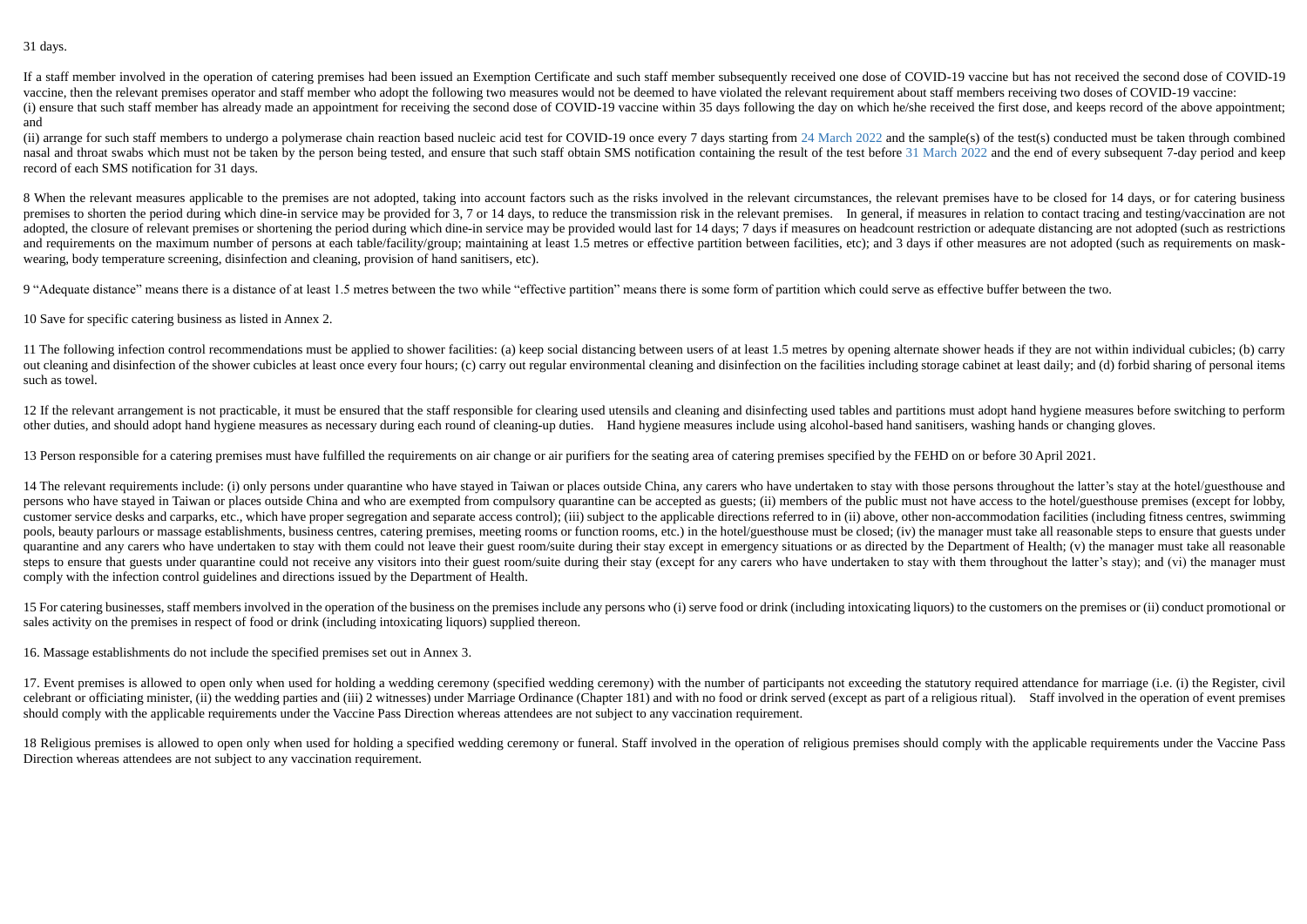31 days.

If a staff member involved in the operation of catering premises had been issued an Exemption Certificate and such staff member subsequently received one dose of COVID-19 vaccine but has not received the second dose of COVID-19 vaccine, then the relevant premises operator and staff member who adopt the following two measures would not be deemed to have violated the relevant requirement about staff members receiving two doses of COVID-19 vaccine:
(i) ensure that such staff member has already made an appointment for receiving the second dose of COVID-19 vaccine within 35 days following the day on which he/she received the first dose, and keeps record of the above appointment; and
(ii) arrange for such staff members to undergo a polymerase chain reaction based nucleic acid test for COVID-19 once every 7 days starting from 24 March 2022 and the sample(s) of the test(s) conducted must be taken through combined nasal and throat swabs which must not be taken by the person being tested, and ensure that such staff obtain SMS notification containing the result of the test before 31 March 2022 and the end of every subsequent 7-day period and keep record of each SMS notification for 31 days.

8 When the relevant measures applicable to the premises are not adopted, taking into account factors such as the risks involved in the relevant circumstances, the relevant premises have to be closed for 14 days, or for catering business premises to shorten the period during which dine-in service may be provided for 3, 7 or 14 days, to reduce the transmission risk in the relevant premises. In general, if measures in relation to contact tracing and testing/vaccination are not adopted, the closure of relevant premises or shortening the period during which dine-in service may be provided would last for 14 days; 7 days if measures on headcount restriction or adequate distancing are not adopted (such as restrictions and requirements on the maximum number of persons at each table/facility/group; maintaining at least 1.5 metres or effective partition between facilities, etc); and 3 days if other measures are not adopted (such as requirements on mask-wearing, body temperature screening, disinfection and cleaning, provision of hand sanitisers, etc).

9 "Adequate distance" means there is a distance of at least 1.5 metres between the two while "effective partition" means there is some form of partition which could serve as effective buffer between the two.

10 Save for specific catering business as listed in Annex 2.

11 The following infection control recommendations must be applied to shower facilities: (a) keep social distancing between users of at least 1.5 metres by opening alternate shower heads if they are not within individual cubicles; (b) carry out cleaning and disinfection of the shower cubicles at least once every four hours; (c) carry out regular environmental cleaning and disinfection on the facilities including storage cabinet at least daily; and (d) forbid sharing of personal items such as towel.

12 If the relevant arrangement is not practicable, it must be ensured that the staff responsible for clearing used utensils and cleaning and disinfecting used tables and partitions must adopt hand hygiene measures before switching to perform other duties, and should adopt hand hygiene measures as necessary during each round of cleaning-up duties. Hand hygiene measures include using alcohol-based hand sanitisers, washing hands or changing gloves.

13 Person responsible for a catering premises must have fulfilled the requirements on air change or air purifiers for the seating area of catering premises specified by the FEHD on or before 30 April 2021.

14 The relevant requirements include: (i) only persons under quarantine who have stayed in Taiwan or places outside China, any carers who have undertaken to stay with those persons throughout the latter's stay at the hotel/guesthouse and persons who have stayed in Taiwan or places outside China and who are exempted from compulsory quarantine can be accepted as guests; (ii) members of the public must not have access to the hotel/guesthouse premises (except for lobby, customer service desks and carparks, etc., which have proper segregation and separate access control); (iii) subject to the applicable directions referred to in (ii) above, other non-accommodation facilities (including fitness centres, swimming pools, beauty parlours or massage establishments, business centres, catering premises, meeting rooms or function rooms, etc.) in the hotel/guesthouse must be closed; (iv) the manager must take all reasonable steps to ensure that guests under quarantine and any carers who have undertaken to stay with them could not leave their guest room/suite during their stay except in emergency situations or as directed by the Department of Health; (v) the manager must take all reasonable steps to ensure that guests under quarantine could not receive any visitors into their guest room/suite during their stay (except for any carers who have undertaken to stay with them throughout the latter's stay); and (vi) the manager must comply with the infection control guidelines and directions issued by the Department of Health.

15 For catering businesses, staff members involved in the operation of the business on the premises include any persons who (i) serve food or drink (including intoxicating liquors) to the customers on the premises or (ii) conduct promotional or sales activity on the premises in respect of food or drink (including intoxicating liquors) supplied thereon.

16. Massage establishments do not include the specified premises set out in Annex 3.

17. Event premises is allowed to open only when used for holding a wedding ceremony (specified wedding ceremony) with the number of participants not exceeding the statutory required attendance for marriage (i.e. (i) the Register, civil celebrant or officiating minister, (ii) the wedding parties and (iii) 2 witnesses) under Marriage Ordinance (Chapter 181) and with no food or drink served (except as part of a religious ritual). Staff involved in the operation of event premises should comply with the applicable requirements under the Vaccine Pass Direction whereas attendees are not subject to any vaccination requirement.

18 Religious premises is allowed to open only when used for holding a specified wedding ceremony or funeral. Staff involved in the operation of religious premises should comply with the applicable requirements under the Vaccine Pass Direction whereas attendees are not subject to any vaccination requirement.